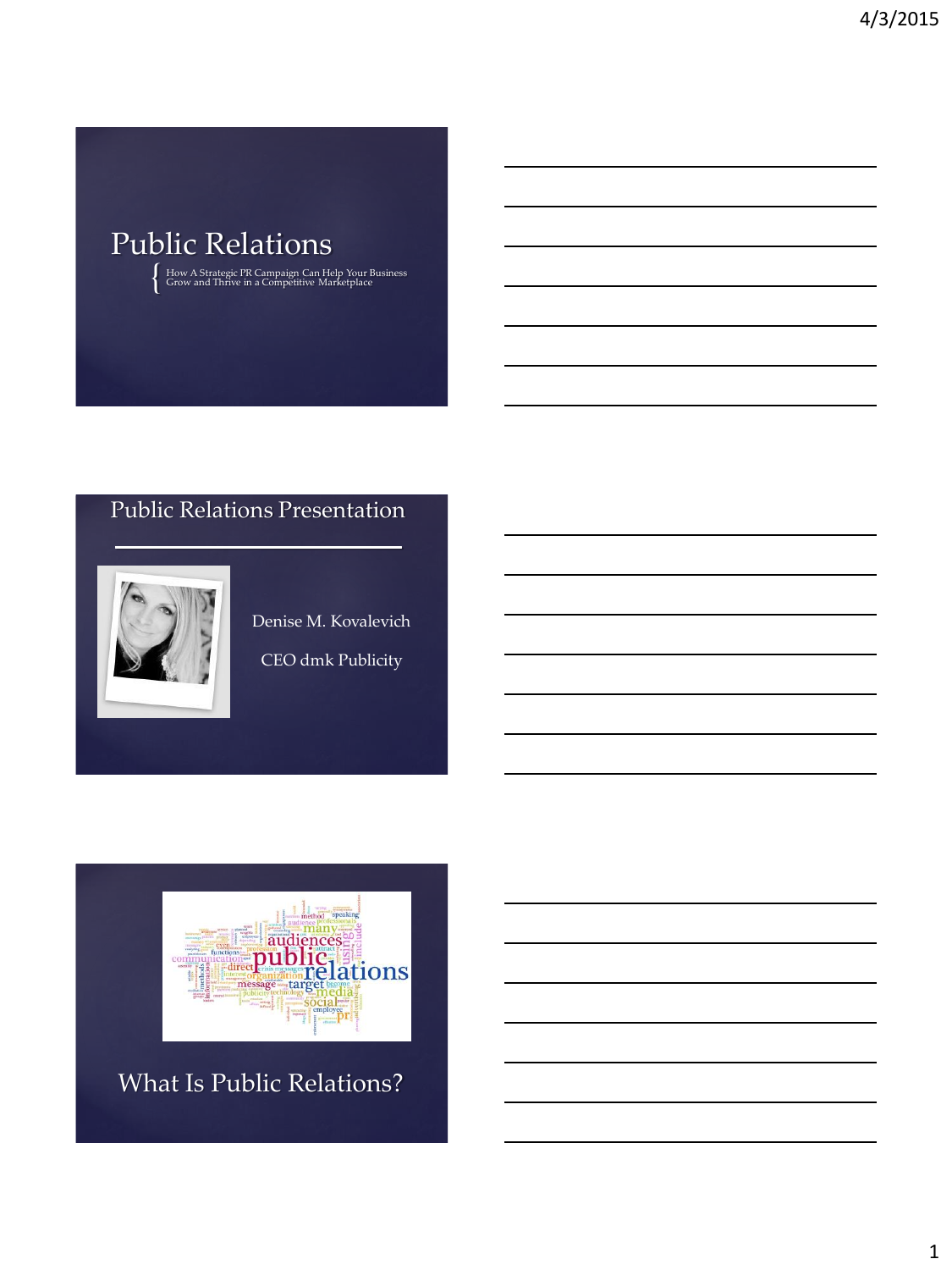# Public Relations

How A Strategic PR Campaign Can Help Your Business Grow and Thrive in a Competitive Marketplace

## Public Relations Presentation

Denise M. Kovalevich

CEO dmk Publicity

## What Is Public Relations?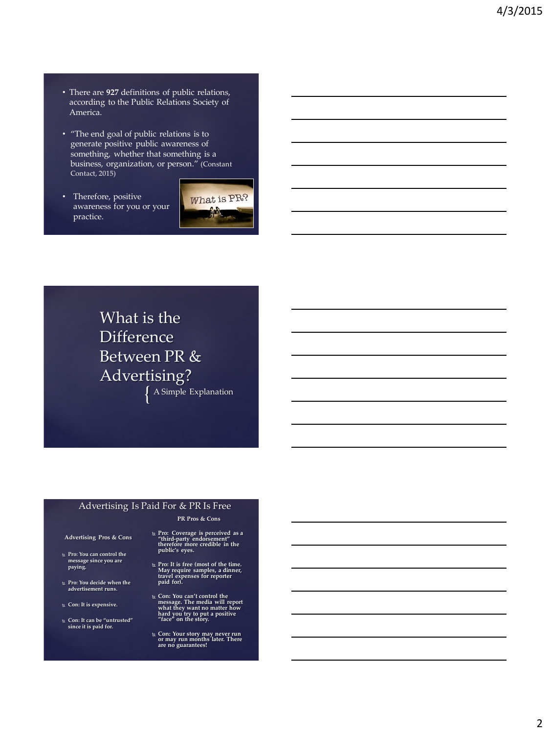- There are **927** definitions of public relations, according to the Public Relations Society of America.
- "The end goal of public relations is to generate positive public awareness of something, whether that something is a business, organization, or person." (Constant Contact, 2015)
- Therefore, positive awareness for you or your practice.

What is PR?

# What is the Difference Between PR & Advertising?

A Simple Explanation

## Advertising Is Paid For & PR Is Free

**Advertising Pros & Cons**

- **Pro: You can control the message since you are paying.**
- **Pro: You decide when the advertisement runs.**
- **Con: It is expensive.**
- **Con: It can be "untrusted" since it is paid for.**

**PR Pros & Cons**

- **Pro: Coverage is perceived as a "third-party endorsement" therefore more credible in the public's eyes.**
- **Pro: It is free (most of the time. May require samples, a dinner, travel expenses for reporter paid for).**
- **Con: You can't control the message. The media will report what they want no matter how hard you try to put a positive "face" on the story.**
- **Con: Your story may never run or may run months later. There are no guarantees!**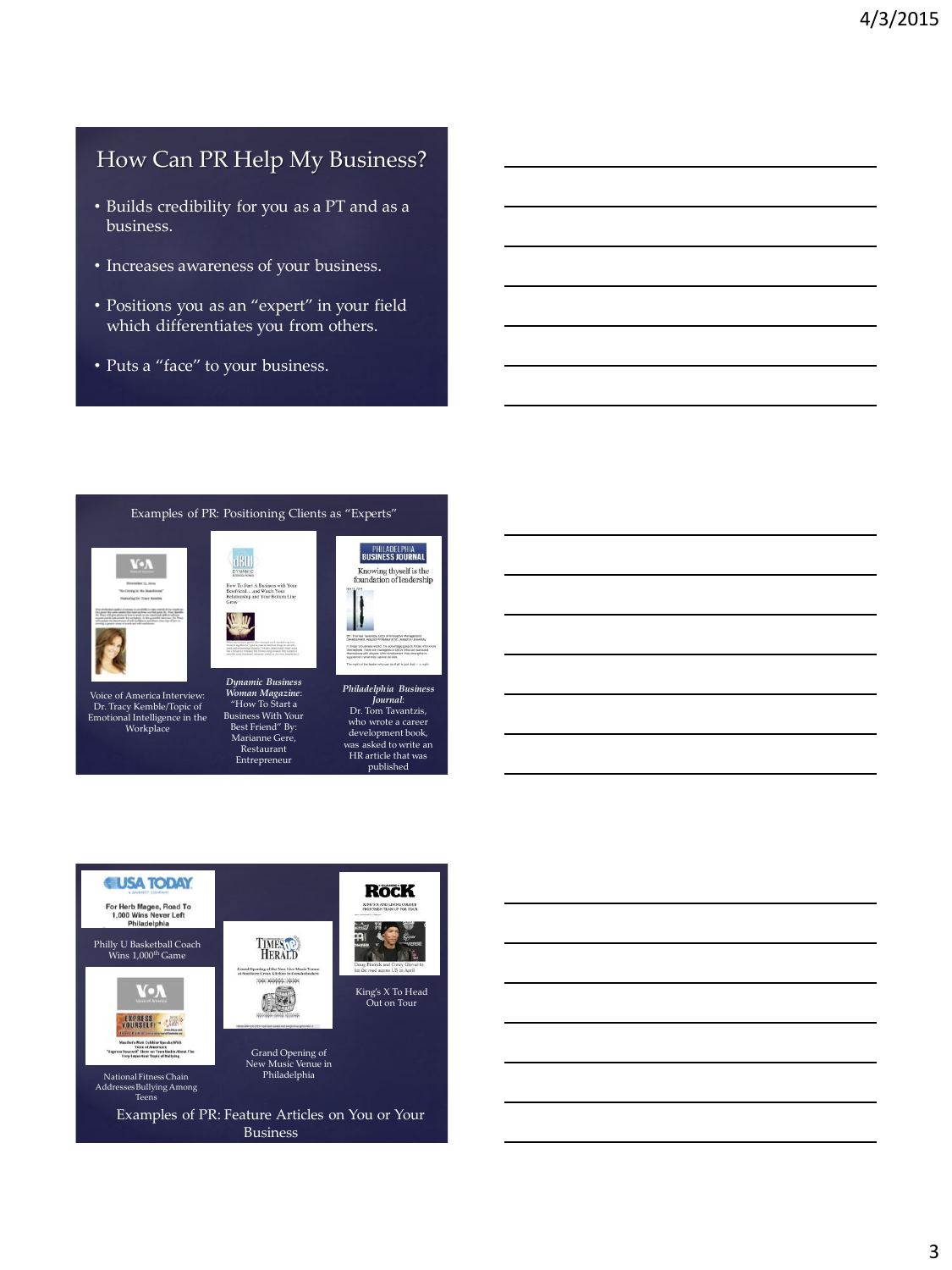## How Can PR Help My Business?

- Builds credibility for you as a PT and as a business.
- Increases awareness of your business.
- Positions you as an "expert" in your field which differentiates you from others.
- Puts a "face" to your business.

## Examples of PR: Positioning Clients as "Experts"

Voice of America Interview: Dr. Tracy Kemble/Topic of Emotional Intelligence in the Workplace

*Dynamic Business Woman Magazine*: "How To Start a Business With Your Best Friend" By: Marianne Gere, Restaurant Entrepreneur

*Philadelphia Business Journal*: Dr. Tom Tavantzis, who wrote a career development book, was asked to write an HR article that was published

## Examples of PR: Feature Articles on You or Your Business

Philly U Basketball Coach Wins 1,000th Game

National Fitness Chain Addresses Bullying Among Teens

Grand Opening of New Music Venue in Philadelphia

King's X To Head Out on Tour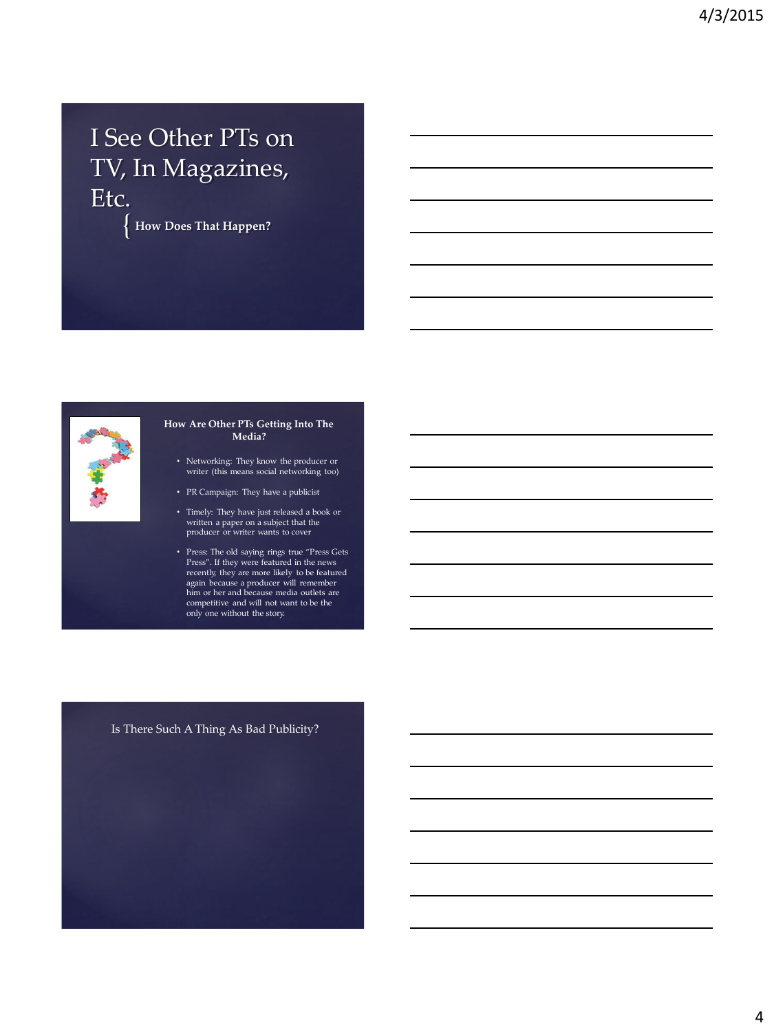# I See Other PTs on TV, In Magazines, Etc.

## How Does That Happen?

## How Are Other PTs Getting Into The Media?

- Networking: They know the producer or writer (this means social networking too)
- PR Campaign: They have a publicist
- Timely: They have just released a book or written a paper on a subject that the producer or writer wants to cover
- Press: The old saying rings true "Press Gets Press". If they were featured in the news recently, they are more likely to be featured again because a producer will remember him or her and because media outlets are competitive and will not want to be the only one without the story.

## Is There Such A Thing As Bad Publicity?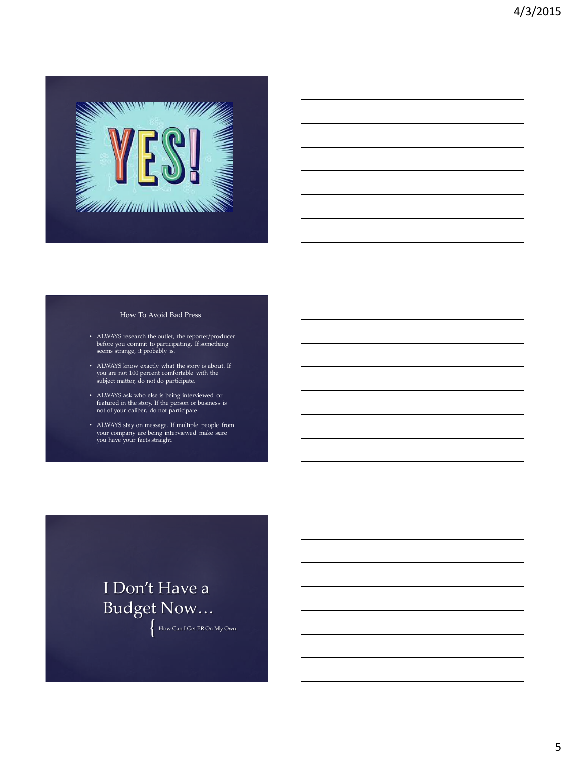YES!

## How To Avoid Bad Press

- ALWAYS research the outlet, the reporter/producer before you commit to participating. If something seems strange, it probably is.
- ALWAYS know exactly what the story is about. If you are not 100 percent comfortable with the subject matter, do not do participate.
- ALWAYS ask who else is being interviewed or featured in the story. If the person or business is not of your caliber, do not participate.
- ALWAYS stay on message. If multiple people from your company are being interviewed make sure you have your facts straight.

# I Don't Have a Budget Now…

How Can I Get PR On My Own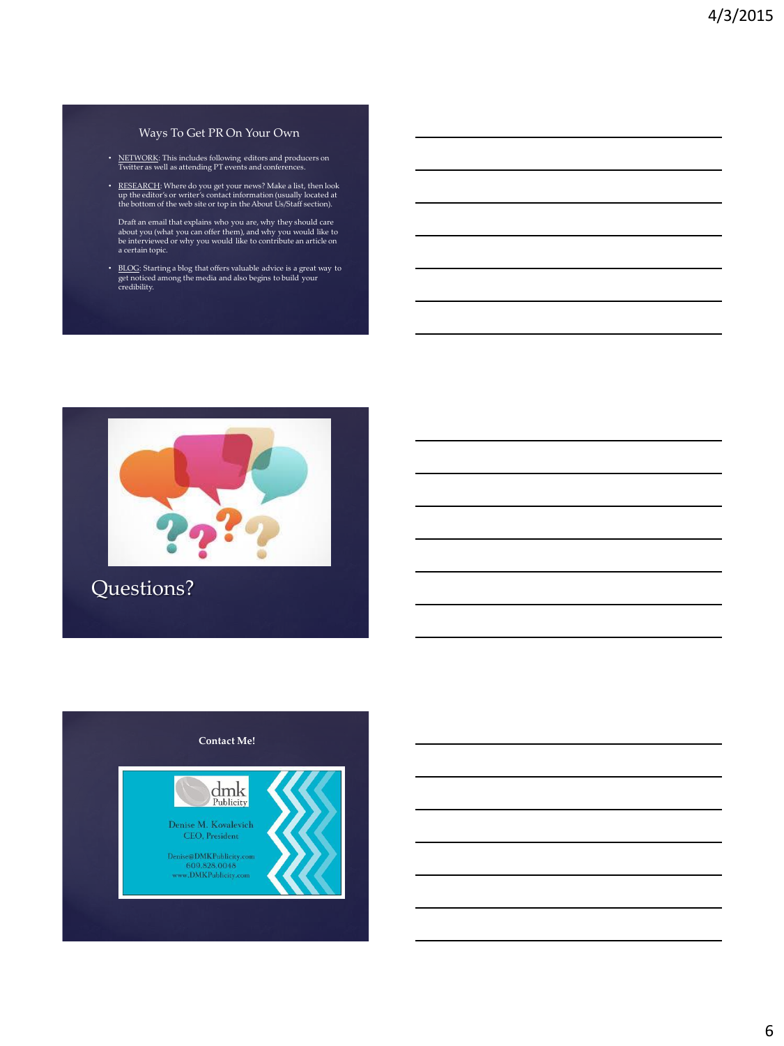## Ways To Get PR On Your Own

- NETWORK: This includes following editors and producers on Twitter as well as attending PT events and conferences.
- RESEARCH: Where do you get your news? Make a list, then look up the editor's or writer's contact information (usually located at the bottom of the web site or top in the About Us/Staff section).

  Draft an email that explains who you are, why they should care about you (what you can offer them), and why you would like to be interviewed or why you would like to contribute an article on a certain topic.
- BLOG: Starting a blog that offers valuable advice is a great way to get noticed among the media and also begins to build your credibility.

## Questions?

## Contact Me!

dmk Publicity

Denise M. Kovalevich
CEO, President

Denise@DMKPublicity.com
609.828.0048
www.DMKPublicity.com